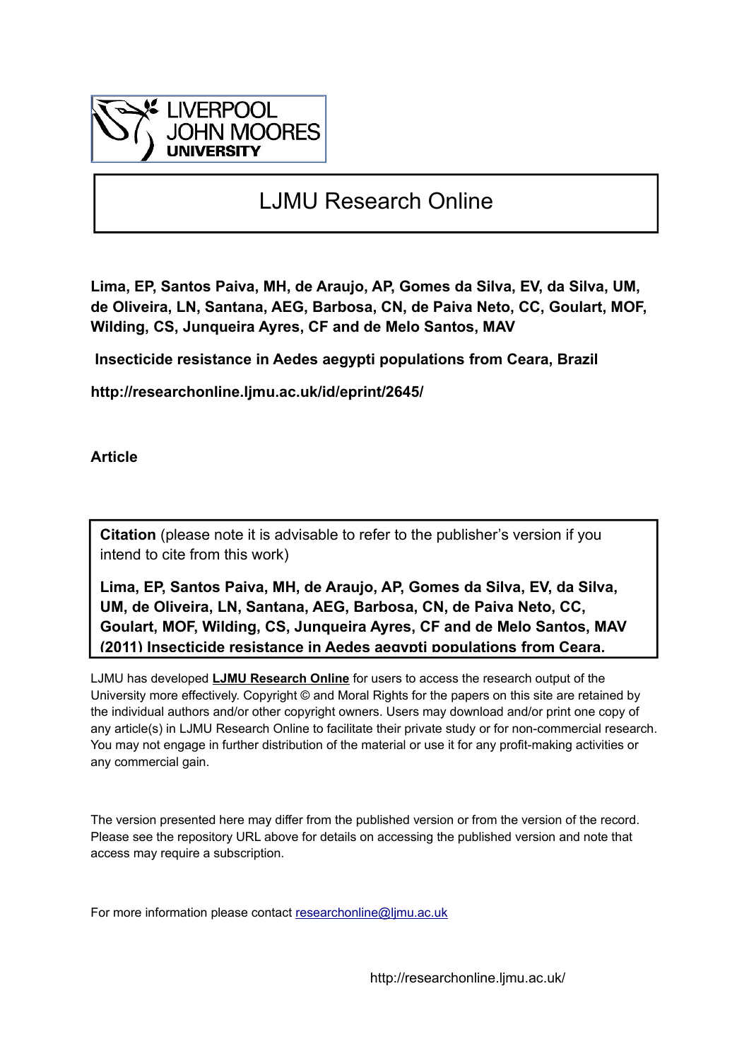LIVERPOOL JOHN MOORES UNIVERSITY

# LJMU Research Online

**Lima, EP, Santos Paiva, MH, de Araujo, AP, Gomes da Silva, EV, da Silva, UM, de Oliveira, LN, Santana, AEG, Barbosa, CN, de Paiva Neto, CC, Goulart, MOF, Wilding, CS, Junqueira Ayres, CF and de Melo Santos, MAV**

**Insecticide resistance in Aedes aegypti populations from Ceara, Brazil**

**http://researchonline.ljmu.ac.uk/id/eprint/2645/**

**Article**

**Citation** (please note it is advisable to refer to the publisher's version if you intend to cite from this work)

**Lima, EP, Santos Paiva, MH, de Araujo, AP, Gomes da Silva, EV, da Silva, UM, de Oliveira, LN, Santana, AEG, Barbosa, CN, de Paiva Neto, CC, Goulart, MOF, Wilding, CS, Junqueira Ayres, CF and de Melo Santos, MAV (2011) Insecticide resistance in Aedes aegypti populations from Ceara,**

LJMU has developed **LJMU Research Online** for users to access the research output of the University more effectively. Copyright © and Moral Rights for the papers on this site are retained by the individual authors and/or other copyright owners. Users may download and/or print one copy of any article(s) in LJMU Research Online to facilitate their private study or for non-commercial research. You may not engage in further distribution of the material or use it for any profit-making activities or any commercial gain.

The version presented here may differ from the published version or from the version of the record. Please see the repository URL above for details on accessing the published version and note that access may require a subscription.

For more information please contact researchonline@ljmu.ac.uk

http://researchonline.ljmu.ac.uk/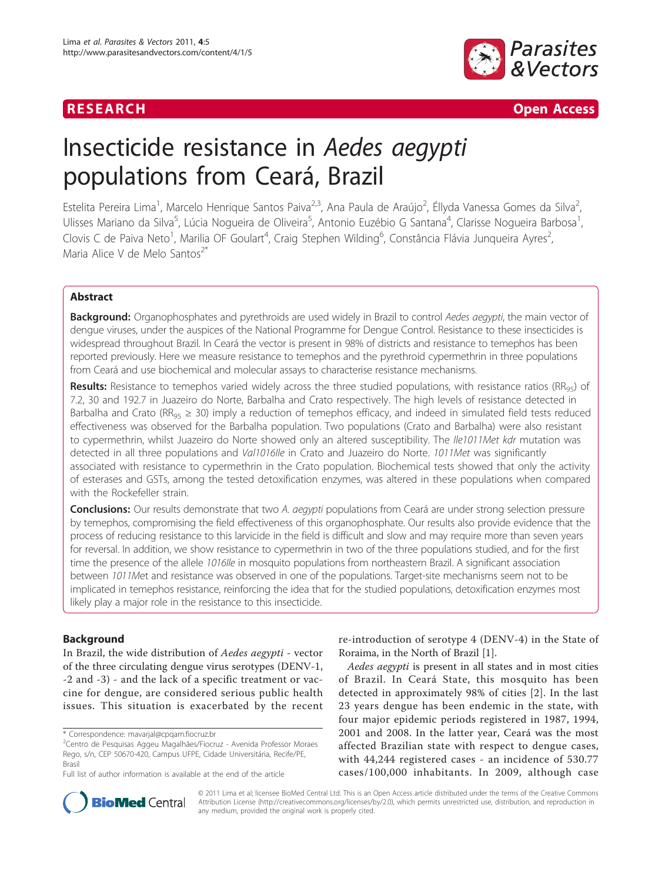# Insecticide resistance in *Aedes aegypti* populations from Ceará, Brazil

Estelita Pereira Lima[1], Marcelo Henrique Santos Paiva[2,3], Ana Paula de Araújo[2], Éllyda Vanessa Gomes da Silva[2], Ulisses Mariano da Silva[5], Lúcia Nogueira de Oliveira[5], Antonio Euzébio G Santana[4], Clarisse Nogueira Barbosa[1], Clovis C de Paiva Neto[1], Marilia OF Goulart[4], Craig Stephen Wilding[6], Constância Flávia Junqueira Ayres[2], Maria Alice V de Melo Santos[2*]

## Abstract

**Background:** Organophosphates and pyrethroids are used widely in Brazil to control *Aedes aegypti*, the main vector of dengue viruses, under the auspices of the National Programme for Dengue Control. Resistance to these insecticides is widespread throughout Brazil. In Ceará the vector is present in 98% of districts and resistance to temephos has been reported previously. Here we measure resistance to temephos and the pyrethroid cypermethrin in three populations from Ceará and use biochemical and molecular assays to characterise resistance mechanisms.

**Results:** Resistance to temephos varied widely across the three studied populations, with resistance ratios ($RR_{95}$) of 7.2, 30 and 192.7 in Juazeiro do Norte, Barbalha and Crato respectively. The high levels of resistance detected in Barbalha and Crato ($RR_{95} \geq 30$) imply a reduction of temephos efficacy, and indeed in simulated field tests reduced effectiveness was observed for the Barbalha population. Two populations (Crato and Barbalha) were also resistant to cypermethrin, whilst Juazeiro do Norte showed only an altered susceptibility. The *Ile1011Met kdr* mutation was detected in all three populations and *Val1016Ile* in Crato and Juazeiro do Norte. *1011Met* was significantly associated with resistance to cypermethrin in the Crato population. Biochemical tests showed that only the activity of esterases and GSTs, among the tested detoxification enzymes, was altered in these populations when compared with the Rockefeller strain.

**Conclusions:** Our results demonstrate that two *A. aegypti* populations from Ceará are under strong selection pressure by temephos, compromising the field effectiveness of this organophosphate. Our results also provide evidence that the process of reducing resistance to this larvicide in the field is difficult and slow and may require more than seven years for reversal. In addition, we show resistance to cypermethrin in two of the three populations studied, and for the first time the presence of the allele *1016Ile* in mosquito populations from northeastern Brazil. A significant association between *1011Met* and resistance was observed in one of the populations. Target-site mechanisms seem not to be implicated in temephos resistance, reinforcing the idea that for the studied populations, detoxification enzymes most likely play a major role in the resistance to this insecticide.

## Background

In Brazil, the wide distribution of *Aedes aegypti* - vector of the three circulating dengue virus serotypes (DENV-1, -2 and -3) - and the lack of a specific treatment or vaccine for dengue, are considered serious public health issues. This situation is exacerbated by the recent re-introduction of serotype 4 (DENV-4) in the State of Roraima, in the North of Brazil [1].

*Aedes aegypti* is present in all states and in most cities of Brazil. In Ceará State, this mosquito has been detected in approximately 98% of cities [2]. In the last 23 years dengue has been endemic in the state, with four major epidemic periods registered in 1987, 1994, 2001 and 2008. In the latter year, Ceará was the most affected Brazilian state with respect to dengue cases, with 44,244 registered cases - an incidence of 530.77 cases/100,000 inhabitants. In 2009, although case

\* Correspondence: mavarjal@cpqam.fiocruz.br
[2]Centro de Pesquisas Aggeu Magalhães/Fiocruz - Avenida Professor Moraes Rego, s/n, CEP 50670-420, Campus UFPE, Cidade Universitária, Recife/PE, Brasil
Full list of author information is available at the end of the article

© 2011 Lima et al; licensee BioMed Central Ltd. This is an Open Access article distributed under the terms of the Creative Commons Attribution License (http://creativecommons.org/licenses/by/2.0), which permits unrestricted use, distribution, and reproduction in any medium, provided the original work is properly cited.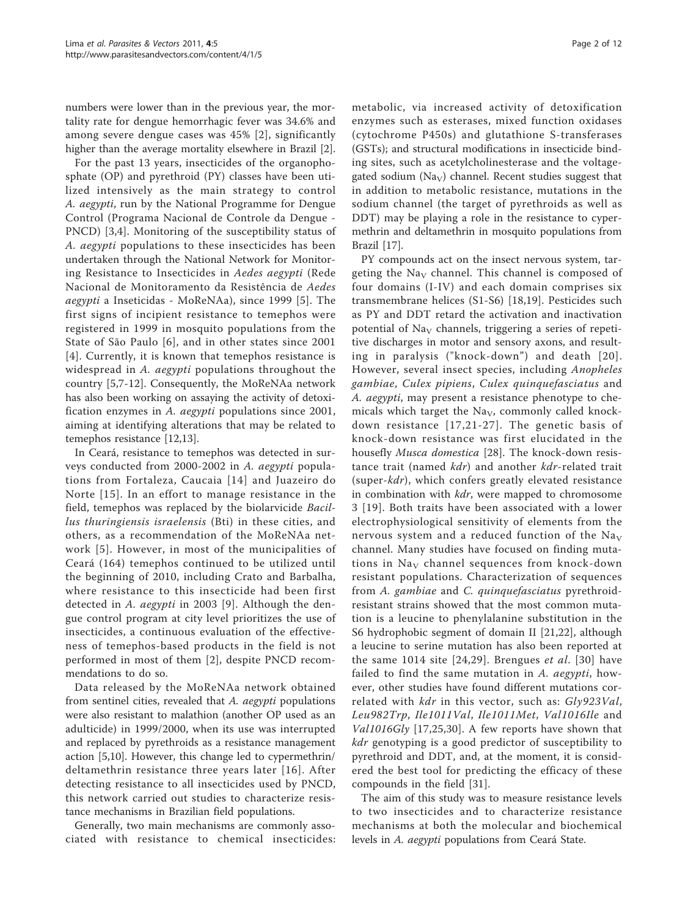numbers were lower than in the previous year, the mortality rate for dengue hemorrhagic fever was 34.6% and among severe dengue cases was 45% [2], significantly higher than the average mortality elsewhere in Brazil [2].

For the past 13 years, insecticides of the organophosphate (OP) and pyrethroid (PY) classes have been utilized intensively as the main strategy to control *A. aegypti*, run by the National Programme for Dengue Control (Programa Nacional de Controle da Dengue - PNCD) [3,4]. Monitoring of the susceptibility status of *A. aegypti* populations to these insecticides has been undertaken through the National Network for Monitoring Resistance to Insecticides in *Aedes aegypti* (Rede Nacional de Monitoramento da Resistência de *Aedes aegypti* a Inseticidas - MoReNAa), since 1999 [5]. The first signs of incipient resistance to temephos were registered in 1999 in mosquito populations from the State of São Paulo [6], and in other states since 2001 [4]. Currently, it is known that temephos resistance is widespread in *A. aegypti* populations throughout the country [5,7-12]. Consequently, the MoReNAa network has also been working on assaying the activity of detoxification enzymes in *A. aegypti* populations since 2001, aiming at identifying alterations that may be related to temephos resistance [12,13].

In Ceará, resistance to temephos was detected in surveys conducted from 2000-2002 in *A. aegypti* populations from Fortaleza, Caucaia [14] and Juazeiro do Norte [15]. In an effort to manage resistance in the field, temephos was replaced by the biolarvicide *Bacillus thuringiensis israelensis* (Bti) in these cities, and others, as a recommendation of the MoReNAa network [5]. However, in most of the municipalities of Ceará (164) temephos continued to be utilized until the beginning of 2010, including Crato and Barbalha, where resistance to this insecticide had been first detected in *A. aegypti* in 2003 [9]. Although the dengue control program at city level prioritizes the use of insecticides, a continuous evaluation of the effectiveness of temephos-based products in the field is not performed in most of them [2], despite PNCD recommendations to do so.

Data released by the MoReNAa network obtained from sentinel cities, revealed that *A. aegypti* populations were also resistant to malathion (another OP used as an adulticide) in 1999/2000, when its use was interrupted and replaced by pyrethroids as a resistance management action [5,10]. However, this change led to cypermethrin/deltamethrin resistance three years later [16]. After detecting resistance to all insecticides used by PNCD, this network carried out studies to characterize resistance mechanisms in Brazilian field populations.

Generally, two main mechanisms are commonly associated with resistance to chemical insecticides: metabolic, via increased activity of detoxification enzymes such as esterases, mixed function oxidases (cytochrome P450s) and glutathione S-transferases (GSTs); and structural modifications in insecticide binding sites, such as acetylcholinesterase and the voltage-gated sodium ($Na_V$) channel. Recent studies suggest that in addition to metabolic resistance, mutations in the sodium channel (the target of pyrethroids as well as DDT) may be playing a role in the resistance to cypermethrin and deltamethrin in mosquito populations from Brazil [17].

PY compounds act on the insect nervous system, targeting the $Na_V$ channel. This channel is composed of four domains (I-IV) and each domain comprises six transmembrane helices (S1-S6) [18,19]. Pesticides such as PY and DDT retard the activation and inactivation potential of $Na_V$ channels, triggering a series of repetitive discharges in motor and sensory axons, and resulting in paralysis ("knock-down") and death [20]. However, several insect species, including *Anopheles gambiae*, *Culex pipiens*, *Culex quinquefasciatus* and *A. aegypti*, may present a resistance phenotype to chemicals which target the $Na_V$, commonly called knock-down resistance [17,21-27]. The genetic basis of knock-down resistance was first elucidated in the housefly *Musca domestica* [28]. The knock-down resistance trait (named *kdr*) and another *kdr*-related trait (super-*kdr*), which confers greatly elevated resistance in combination with *kdr*, were mapped to chromosome 3 [19]. Both traits have been associated with a lower electrophysiological sensitivity of elements from the nervous system and a reduced function of the $Na_V$ channel. Many studies have focused on finding mutations in $Na_V$ channel sequences from knock-down resistant populations. Characterization of sequences from *A. gambiae* and *C. quinquefasciatus* pyrethroid-resistant strains showed that the most common mutation is a leucine to phenylalanine substitution in the S6 hydrophobic segment of domain II [21,22], although a leucine to serine mutation has also been reported at the same 1014 site [24,29]. Brengues *et al*. [30] have failed to find the same mutation in *A. aegypti*, however, other studies have found different mutations correlated with *kdr* in this vector, such as: *Gly923Val*, *Leu982Trp*, *Ile1011Val*, *Ile1011Met*, *Val1016Ile* and *Val1016Gly* [17,25,30]. A few reports have shown that *kdr* genotyping is a good predictor of susceptibility to pyrethroid and DDT, and, at the moment, it is considered the best tool for predicting the efficacy of these compounds in the field [31].

The aim of this study was to measure resistance levels to two insecticides and to characterize resistance mechanisms at both the molecular and biochemical levels in *A. aegypti* populations from Ceará State.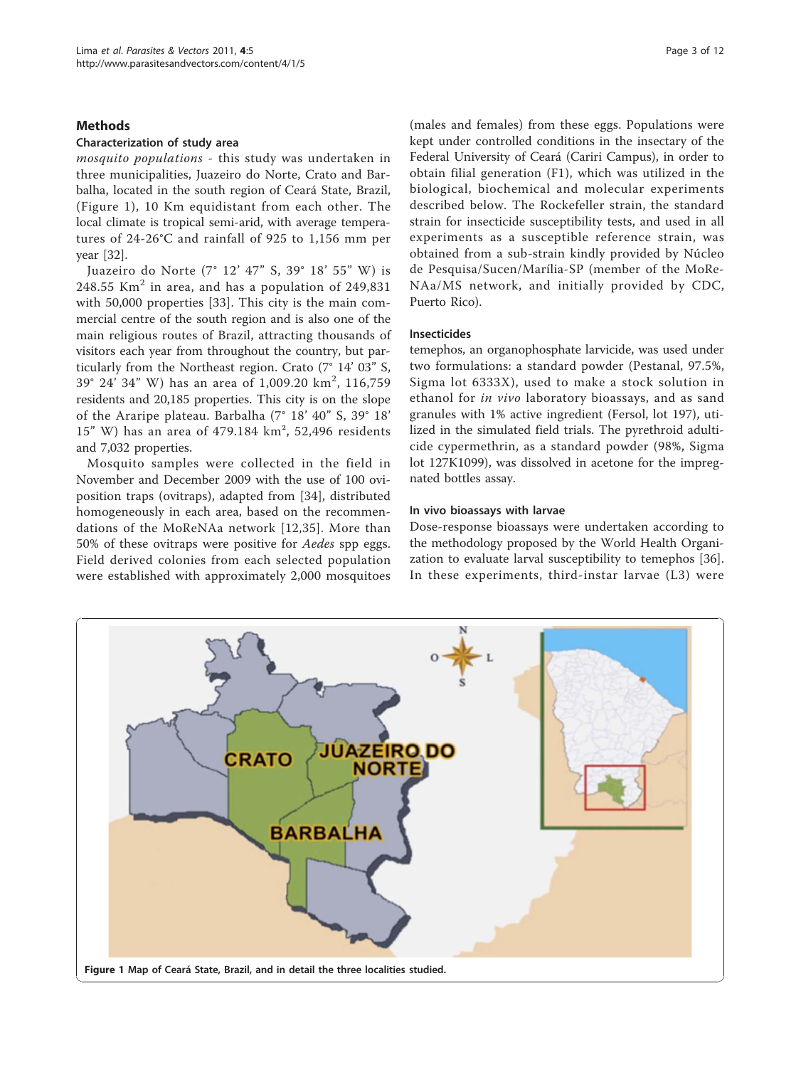## Methods

### Characterization of study area

*mosquito populations* - this study was undertaken in three municipalities, Juazeiro do Norte, Crato and Barbalha, located in the south region of Ceará State, Brazil, (Figure 1), 10 Km equidistant from each other. The local climate is tropical semi-arid, with average temperatures of 24-26°C and rainfall of 925 to 1,156 mm per year [32].

Juazeiro do Norte (7° 12' 47" S, 39° 18' 55" W) is 248.55 Km$^2$ in area, and has a population of 249,831 with 50,000 properties [33]. This city is the main commercial centre of the south region and is also one of the main religious routes of Brazil, attracting thousands of visitors each year from throughout the country, but particularly from the Northeast region. Crato (7° 14' 03" S, 39° 24' 34" W) has an area of 1,009.20 km$^2$, 116,759 residents and 20,185 properties. This city is on the slope of the Araripe plateau. Barbalha (7° 18' 40" S, 39° 18' 15" W) has an area of 479.184 km², 52,496 residents and 7,032 properties.

Mosquito samples were collected in the field in November and December 2009 with the use of 100 oviposition traps (ovitraps), adapted from [34], distributed homogeneously in each area, based on the recommendations of the MoReNAa network [12,35]. More than 50% of these ovitraps were positive for *Aedes* spp eggs. Field derived colonies from each selected population were established with approximately 2,000 mosquitoes (males and females) from these eggs. Populations were kept under controlled conditions in the insectary of the Federal University of Ceará (Cariri Campus), in order to obtain filial generation (F1), which was utilized in the biological, biochemical and molecular experiments described below. The Rockefeller strain, the standard strain for insecticide susceptibility tests, and used in all experiments as a susceptible reference strain, was obtained from a sub-strain kindly provided by Núcleo de Pesquisa/Sucen/Marília-SP (member of the MoReNAa/MS network, and initially provided by CDC, Puerto Rico).

### Insecticides

temephos, an organophosphate larvicide, was used under two formulations: a standard powder (Pestanal, 97.5%, Sigma lot 6333X), used to make a stock solution in ethanol for *in vivo* laboratory bioassays, and as sand granules with 1% active ingredient (Fersol, lot 197), utilized in the simulated field trials. The pyrethroid adulticide cypermethrin, as a standard powder (98%, Sigma lot 127K1099), was dissolved in acetone for the impregnated bottles assay.

### In vivo bioassays with larvae

Dose-response bioassays were undertaken according to the methodology proposed by the World Health Organization to evaluate larval susceptibility to temephos [36]. In these experiments, third-instar larvae (L3) were

**Figure 1** Map of Ceará State, Brazil, and in detail the three localities studied.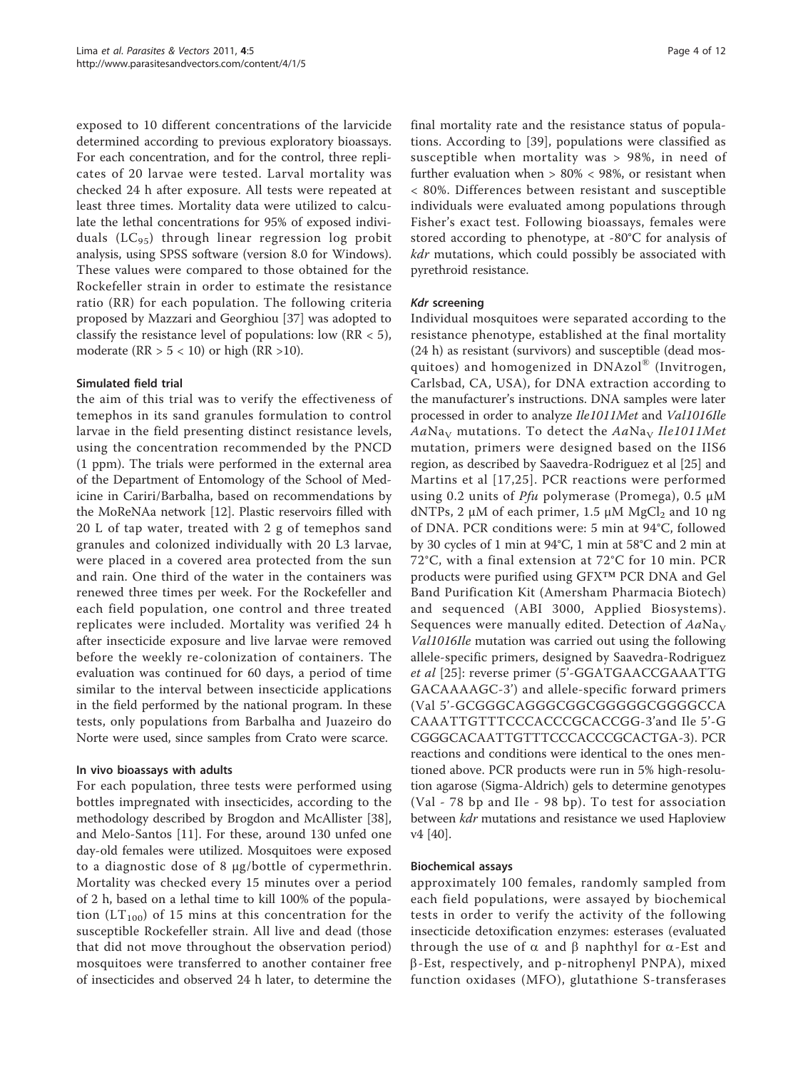exposed to 10 different concentrations of the larvicide determined according to previous exploratory bioassays. For each concentration, and for the control, three replicates of 20 larvae were tested. Larval mortality was checked 24 h after exposure. All tests were repeated at least three times. Mortality data were utilized to calculate the lethal concentrations for 95% of exposed individuals ($LC_{95}$) through linear regression log probit analysis, using SPSS software (version 8.0 for Windows). These values were compared to those obtained for the Rockefeller strain in order to estimate the resistance ratio (RR) for each population. The following criteria proposed by Mazzari and Georghiou [37] was adopted to classify the resistance level of populations: low ($RR < 5$), moderate ($RR > 5 < 10$) or high ($RR > 10$).

#### Simulated field trial

the aim of this trial was to verify the effectiveness of temephos in its sand granules formulation to control larvae in the field presenting distinct resistance levels, using the concentration recommended by the PNCD (1 ppm). The trials were performed in the external area of the Department of Entomology of the School of Medicine in Cariri/Barbalha, based on recommendations by the MoReNAa network [12]. Plastic reservoirs filled with 20 L of tap water, treated with 2 g of temephos sand granules and colonized individually with 20 L3 larvae, were placed in a covered area protected from the sun and rain. One third of the water in the containers was renewed three times per week. For the Rockefeller and each field population, one control and three treated replicates were included. Mortality was verified 24 h after insecticide exposure and live larvae were removed before the weekly re-colonization of containers. The evaluation was continued for 60 days, a period of time similar to the interval between insecticide applications in the field performed by the national program. In these tests, only populations from Barbalha and Juazeiro do Norte were used, since samples from Crato were scarce.

#### In vivo bioassays with adults

For each population, three tests were performed using bottles impregnated with insecticides, according to the methodology described by Brogdon and McAllister [38], and Melo-Santos [11]. For these, around 130 unfed one day-old females were utilized. Mosquitoes were exposed to a diagnostic dose of 8 μg/bottle of cypermethrin. Mortality was checked every 15 minutes over a period of 2 h, based on a lethal time to kill 100% of the population ($LT_{100}$) of 15 mins at this concentration for the susceptible Rockefeller strain. All live and dead (those that did not move throughout the observation period) mosquitoes were transferred to another container free of insecticides and observed 24 h later, to determine the final mortality rate and the resistance status of populations. According to [39], populations were classified as susceptible when mortality was > 98%, in need of further evaluation when > 80% < 98%, or resistant when < 80%. Differences between resistant and susceptible individuals were evaluated among populations through Fisher's exact test. Following bioassays, females were stored according to phenotype, at -80°C for analysis of *kdr* mutations, which could possibly be associated with pyrethroid resistance.

#### *Kdr* screening

Individual mosquitoes were separated according to the resistance phenotype, established at the final mortality (24 h) as resistant (survivors) and susceptible (dead mosquitoes) and homogenized in DNAzol® (Invitrogen, Carlsbad, CA, USA), for DNA extraction according to the manufacturer's instructions. DNA samples were later processed in order to analyze *Ile1011Met* and *Val1016Ile* $AaNa_V$ mutations. To detect the $AaNa_V$ *Ile1011Met* mutation, primers were designed based on the IIS6 region, as described by Saavedra-Rodriguez et al [25] and Martins et al [17,25]. PCR reactions were performed using 0.2 units of *Pfu* polymerase (Promega), 0.5 μM dNTPs, 2 μM of each primer, 1.5 μM $MgCl_2$ and 10 ng of DNA. PCR conditions were: 5 min at 94°C, followed by 30 cycles of 1 min at 94°C, 1 min at 58°C and 2 min at 72°C, with a final extension at 72°C for 10 min. PCR products were purified using GFX™ PCR DNA and Gel Band Purification Kit (Amersham Pharmacia Biotech) and sequenced (ABI 3000, Applied Biosystems). Sequences were manually edited. Detection of $AaNa_V$ *Val1016Ile* mutation was carried out using the following allele-specific primers, designed by Saavedra-Rodriguez *et al* [25]: reverse primer (5'-GGATGAACCGAAATTG GACAAAAGC-3') and allele-specific forward primers (Val 5'-GCGGGCAGGGCGGCGGGGGCGGGGCCA CAAATTGTTTCCCACCCGCACCGG-3'and Ile 5'-G CGGGCACAATTGTTTCCCACCCGCACTGA-3). PCR reactions and conditions were identical to the ones mentioned above. PCR products were run in 5% high-resolution agarose (Sigma-Aldrich) gels to determine genotypes (Val - 78 bp and Ile - 98 bp). To test for association between *kdr* mutations and resistance we used Haploview v4 [40].

#### Biochemical assays

approximately 100 females, randomly sampled from each field populations, were assayed by biochemical tests in order to verify the activity of the following insecticide detoxification enzymes: esterases (evaluated through the use of α and β naphthyl for α-Est and β-Est, respectively, and p-nitrophenyl PNPA), mixed function oxidases (MFO), glutathione S-transferases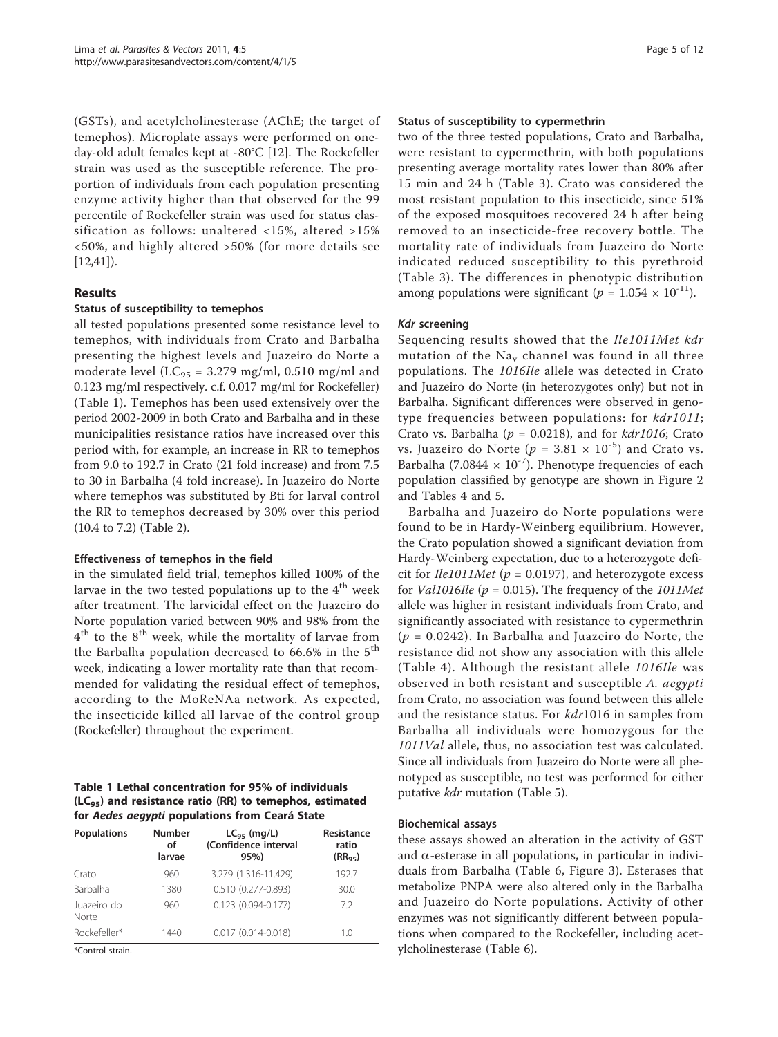(GSTs), and acetylcholinesterase (AChE; the target of temephos). Microplate assays were performed on one-day-old adult females kept at -80°C [12]. The Rockefeller strain was used as the susceptible reference. The proportion of individuals from each population presenting enzyme activity higher than that observed for the 99 percentile of Rockefeller strain was used for status classification as follows: unaltered <15%, altered >15% <50%, and highly altered >50% (for more details see [12,41]).

## Results

### Status of susceptibility to temephos

all tested populations presented some resistance level to temephos, with individuals from Crato and Barbalha presenting the highest levels and Juazeiro do Norte a moderate level ($LC_{95}$ = 3.279 mg/ml, 0.510 mg/ml and 0.123 mg/ml respectively. c.f. 0.017 mg/ml for Rockefeller) (Table 1). Temephos has been used extensively over the period 2002-2009 in both Crato and Barbalha and in these municipalities resistance ratios have increased over this period with, for example, an increase in RR to temephos from 9.0 to 192.7 in Crato (21 fold increase) and from 7.5 to 30 in Barbalha (4 fold increase). In Juazeiro do Norte where temephos was substituted by Bti for larval control the RR to temephos decreased by 30% over this period (10.4 to 7.2) (Table 2).

### Effectiveness of temephos in the field

in the simulated field trial, temephos killed 100% of the larvae in the two tested populations up to the $4^{th}$ week after treatment. The larvicidal effect on the Juazeiro do Norte population varied between 90% and 98% from the $4^{th}$ to the $8^{th}$ week, while the mortality of larvae from the Barbalha population decreased to 66.6% in the $5^{th}$ week, indicating a lower mortality rate than that recommended for validating the residual effect of temephos, according to the MoReNAa network. As expected, the insecticide killed all larvae of the control group (Rockefeller) throughout the experiment.

**Table 1 Lethal concentration for 95% of individuals ($LC_{95}$) and resistance ratio (RR) to temephos, estimated for *Aedes aegypti* populations from Ceará State**

| Populations | Number of larvae | $LC_{95}$ (mg/L) (Confidence interval 95%) | Resistance ratio ($RR_{95}$) |
|---|---|---|---|
| Crato | 960 | 3.279 (1.316-11.429) | 192.7 |
| Barbalha | 1380 | 0.510 (0.277-0.893) | 30.0 |
| Juazeiro do Norte | 960 | 0.123 (0.094-0.177) | 7.2 |
| Rockefeller* | 1440 | 0.017 (0.014-0.018) | 1.0 |

*Control strain.

### Status of susceptibility to cypermethrin

two of the three tested populations, Crato and Barbalha, were resistant to cypermethrin, with both populations presenting average mortality rates lower than 80% after 15 min and 24 h (Table 3). Crato was considered the most resistant population to this insecticide, since 51% of the exposed mosquitoes recovered 24 h after being removed to an insecticide-free recovery bottle. The mortality rate of individuals from Juazeiro do Norte indicated reduced susceptibility to this pyrethroid (Table 3). The differences in phenotypic distribution among populations were significant ($p = 1.054 \times 10^{-11}$).

### *Kdr* screening

Sequencing results showed that the *Ile1011Met kdr* mutation of the $Na_v$ channel was found in all three populations. The *1016Ile* allele was detected in Crato and Juazeiro do Norte (in heterozygotes only) but not in Barbalha. Significant differences were observed in genotype frequencies between populations: for *kdr1011*; Crato vs. Barbalha ($p$ = 0.0218), and for *kdr1016*; Crato vs. Juazeiro do Norte ($p = 3.81 \times 10^{-5}$) and Crato vs. Barbalha ($7.0844 \times 10^{-7}$). Phenotype frequencies of each population classified by genotype are shown in Figure 2 and Tables 4 and 5.

Barbalha and Juazeiro do Norte populations were found to be in Hardy-Weinberg equilibrium. However, the Crato population showed a significant deviation from Hardy-Weinberg expectation, due to a heterozygote deficit for *Ile1011Met* ($p$ = 0.0197), and heterozygote excess for *Val1016Ile* ($p$ = 0.015). The frequency of the *1011Met* allele was higher in resistant individuals from Crato, and significantly associated with resistance to cypermethrin ($p$ = 0.0242). In Barbalha and Juazeiro do Norte, the resistance did not show any association with this allele (Table 4). Although the resistant allele *1016Ile* was observed in both resistant and susceptible *A. aegypti* from Crato, no association was found between this allele and the resistance status. For *kdr*1016 in samples from Barbalha all individuals were homozygous for the *1011Val* allele, thus, no association test was calculated. Since all individuals from Juazeiro do Norte were all phenotyped as susceptible, no test was performed for either putative *kdr* mutation (Table 5).

### Biochemical assays

these assays showed an alteration in the activity of GST and $\alpha$-esterase in all populations, in particular in individuals from Barbalha (Table 6, Figure 3). Esterases that metabolize PNPA were also altered only in the Barbalha and Juazeiro do Norte populations. Activity of other enzymes was not significantly different between populations when compared to the Rockefeller, including acetylcholinesterase (Table 6).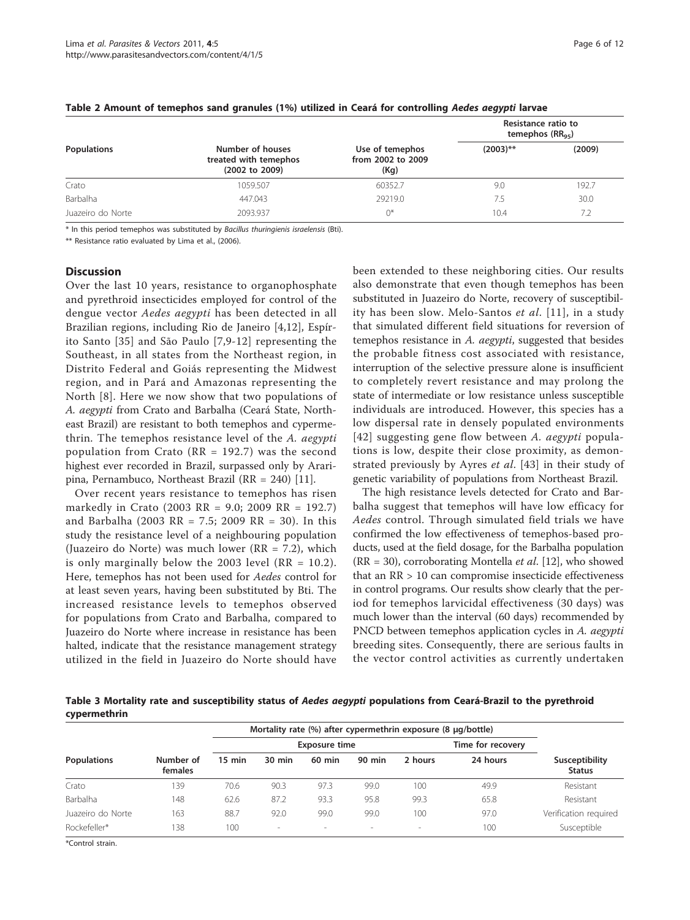**Table 2 Amount of temephos sand granules (1%) utilized in Ceará for controlling *Aedes aegypti* larvae**

| Populations | Number of houses treated with temephos (2002 to 2009) | Use of temephos from 2002 to 2009 (Kg) | Resistance ratio to temephos ($RR_{95}$) | |
|---|---|---|---|---|
| | | | (2003)** | (2009) |
| Crato | 1059.507 | 60352.7 | 9.0 | 192.7 |
| Barbalha | 447.043 | 29219.0 | 7.5 | 30.0 |
| Juazeiro do Norte | 2093.937 | 0* | 10.4 | 7.2 |

\* In this period temephos was substituted by *Bacillus thuringienis israelensis* (Bti).

** Resistance ratio evaluated by Lima et al., (2006).

## Discussion

Over the last 10 years, resistance to organophosphate and pyrethroid insecticides employed for control of the dengue vector *Aedes aegypti* has been detected in all Brazilian regions, including Rio de Janeiro [4,12], Espírito Santo [35] and São Paulo [7,9-12] representing the Southeast, in all states from the Northeast region, in Distrito Federal and Goiás representing the Midwest region, and in Pará and Amazonas representing the North [8]. Here we now show that two populations of *A. aegypti* from Crato and Barbalha (Ceará State, Northeast Brazil) are resistant to both temephos and cypermethrin. The temephos resistance level of the *A. aegypti* population from Crato (RR = 192.7) was the second highest ever recorded in Brazil, surpassed only by Araripina, Pernambuco, Northeast Brazil (RR = 240) [11].

Over recent years resistance to temephos has risen markedly in Crato (2003 RR = 9.0; 2009 RR = 192.7) and Barbalha (2003 RR = 7.5; 2009 RR = 30). In this study the resistance level of a neighbouring population (Juazeiro do Norte) was much lower (RR = 7.2), which is only marginally below the 2003 level (RR = 10.2). Here, temephos has not been used for *Aedes* control for at least seven years, having been substituted by Bti. The increased resistance levels to temephos observed for populations from Crato and Barbalha, compared to Juazeiro do Norte where increase in resistance has been halted, indicate that the resistance management strategy utilized in the field in Juazeiro do Norte should have been extended to these neighboring cities. Our results also demonstrate that even though temephos has been substituted in Juazeiro do Norte, recovery of susceptibility has been slow. Melo-Santos *et al*. [11], in a study that simulated different field situations for reversion of temephos resistance in *A. aegypti*, suggested that besides the probable fitness cost associated with resistance, interruption of the selective pressure alone is insufficient to completely revert resistance and may prolong the state of intermediate or low resistance unless susceptible individuals are introduced. However, this species has a low dispersal rate in densely populated environments [42] suggesting gene flow between *A. aegypti* populations is low, despite their close proximity, as demonstrated previously by Ayres *et al*. [43] in their study of genetic variability of populations from Northeast Brazil.

The high resistance levels detected for Crato and Barbalha suggest that temephos will have low efficacy for *Aedes* control. Through simulated field trials we have confirmed the low effectiveness of temephos-based products, used at the field dosage, for the Barbalha population (RR = 30), corroborating Montella *et al*. [12], who showed that an RR > 10 can compromise insecticide effectiveness in control programs. Our results show clearly that the period for temephos larvicidal effectiveness (30 days) was much lower than the interval (60 days) recommended by PNCD between temephos application cycles in *A. aegypti* breeding sites. Consequently, there are serious faults in the vector control activities as currently undertaken

**Table 3 Mortality rate and susceptibility status of *Aedes aegypti* populations from Ceará-Brazil to the pyrethroid cypermethrin**

| Populations | Number of females | Mortality rate (%) after cypermethrin exposure (8 μg/bottle) | | | | | | Susceptibility Status |
|---|---|---|---|---|---|---|---|---|
| | | Exposure time | | | | | Time for recovery | |
| | | 15 min | 30 min | 60 min | 90 min | 2 hours | 24 hours | |
| Crato | 139 | 70.6 | 90.3 | 97.3 | 99.0 | 100 | 49.9 | Resistant |
| Barbalha | 148 | 62.6 | 87.2 | 93.3 | 95.8 | 99.3 | 65.8 | Resistant |
| Juazeiro do Norte | 163 | 88.7 | 92.0 | 99.0 | 99.0 | 100 | 97.0 | Verification required |
| Rockefeller* | 138 | 100 | - | - | - | - | 100 | Susceptible |

\*Control strain.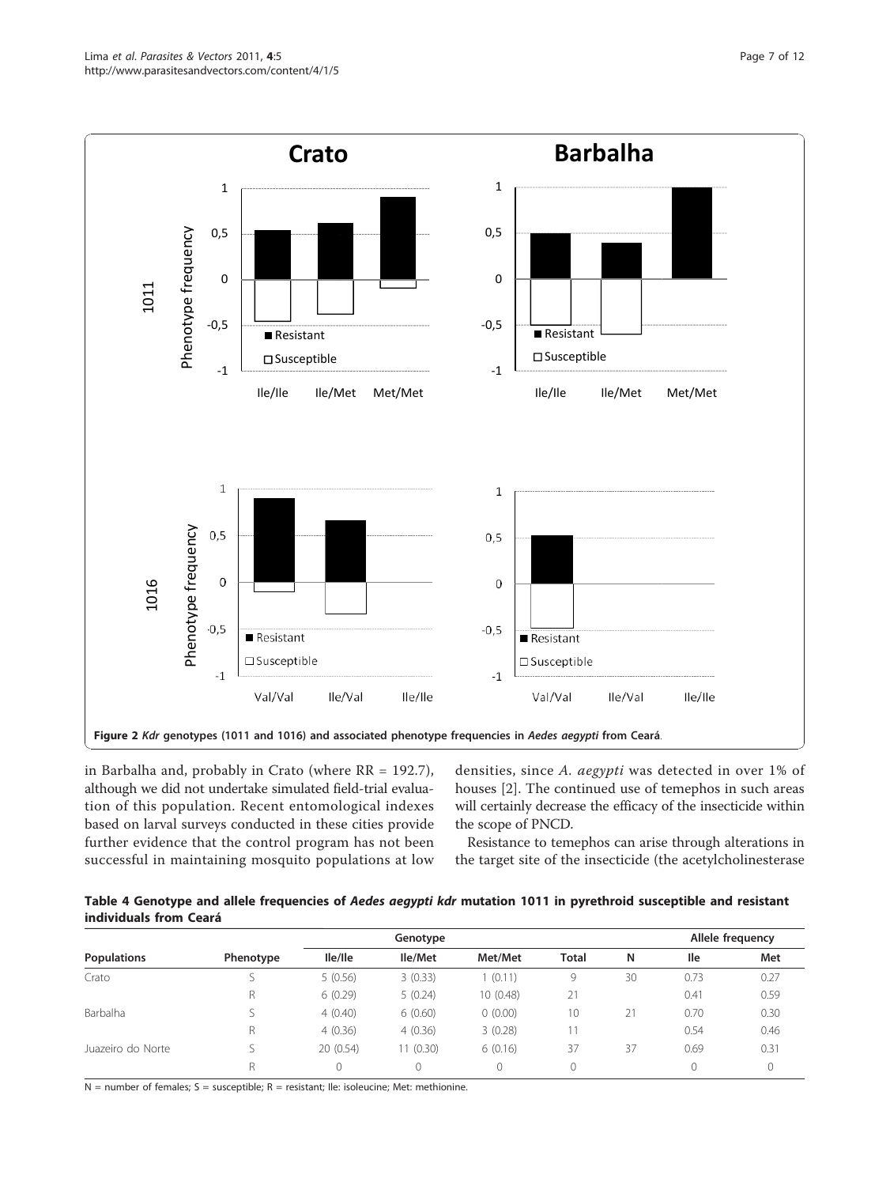Figure 2 *Kdr* genotypes (1011 and 1016) and associated phenotype frequencies in *Aedes aegypti* from Ceará.

in Barbalha and, probably in Crato (where RR = 192.7), although we did not undertake simulated field-trial evaluation of this population. Recent entomological indexes based on larval surveys conducted in these cities provide further evidence that the control program has not been successful in maintaining mosquito populations at low densities, since *A. aegypti* was detected in over 1% of houses [2]. The continued use of temephos in such areas will certainly decrease the efficacy of the insecticide within the scope of PNCD.

Resistance to temephos can arise through alterations in the target site of the insecticide (the acetylcholinesterase

**Table 4 Genotype and allele frequencies of *Aedes aegypti kdr* mutation 1011 in pyrethroid susceptible and resistant individuals from Ceará**

| | | Genotype | | | | | Allele frequency | |
|---|---|---|---|---|---|---|---|---|
| Populations | Phenotype | Ile/Ile | Ile/Met | Met/Met | Total | N | Ile | Met |
| Crato | S | 5 (0.56) | 3 (0.33) | 1 (0.11) | 9 | 30 | 0.73 | 0.27 |
| | R | 6 (0.29) | 5 (0.24) | 10 (0.48) | 21 | | 0.41 | 0.59 |
| Barbalha | S | 4 (0.40) | 6 (0.60) | 0 (0.00) | 10 | 21 | 0.70 | 0.30 |
| | R | 4 (0.36) | 4 (0.36) | 3 (0.28) | 11 | | 0.54 | 0.46 |
| Juazeiro do Norte | S | 20 (0.54) | 11 (0.30) | 6 (0.16) | 37 | 37 | 0.69 | 0.31 |
| | R | 0 | 0 | 0 | 0 | | 0 | 0 |

N = number of females; S = susceptible; R = resistant; Ile: isoleucine; Met: methionine.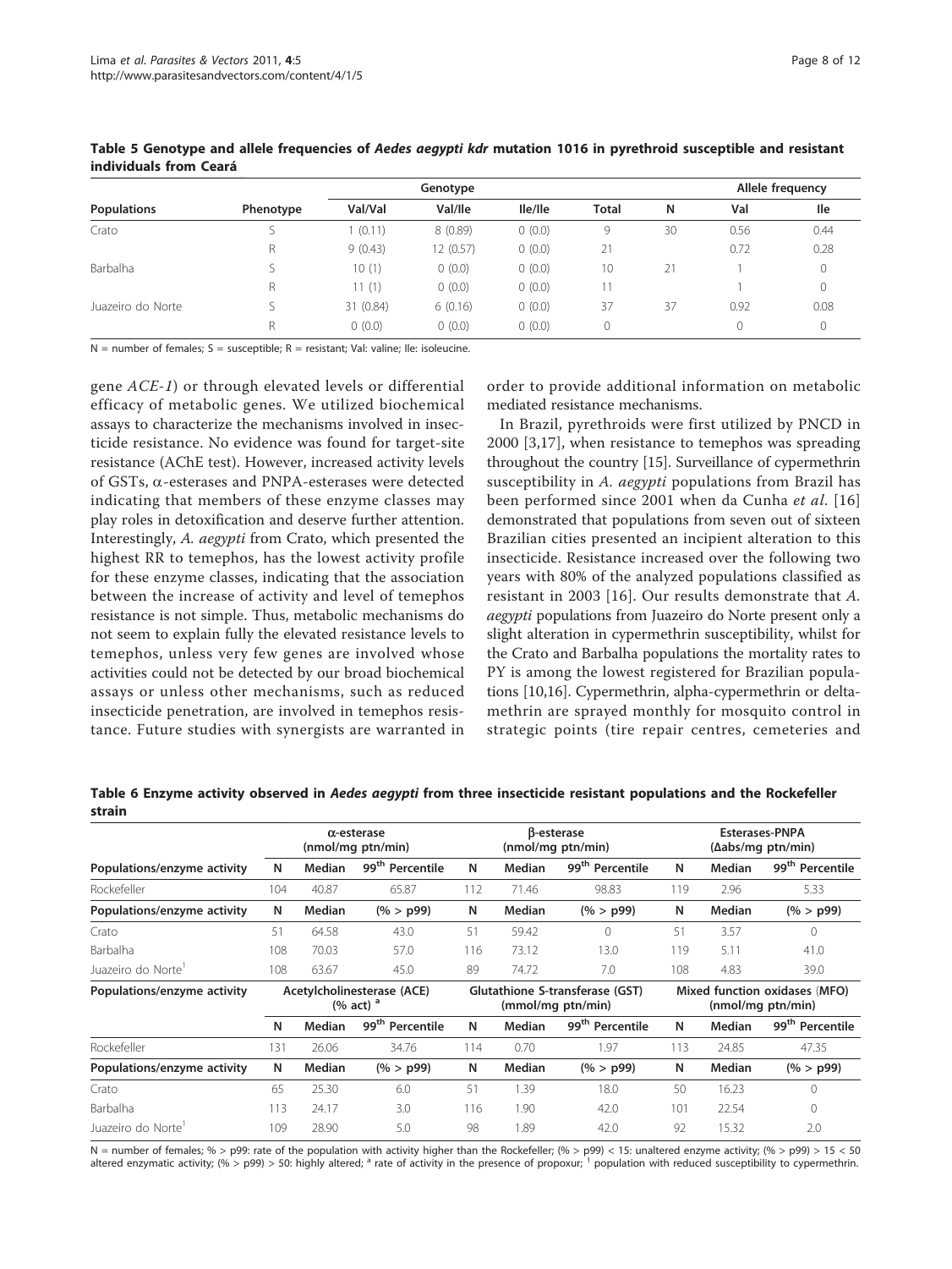**Table 5 Genotype and allele frequencies of *Aedes aegypti kdr* mutation 1016 in pyrethroid susceptible and resistant individuals from Ceará**

| Populations | Phenotype | Genotype | | | | | Allele frequency | |
|---|---|---|---|---|---|---|---|---|
| | | Val/Val | Val/Ile | Ile/Ile | Total | N | Val | Ile |
| Crato | S | 1 (0.11) | 8 (0.89) | 0 (0.0) | 9 | 30 | 0.56 | 0.44 |
| | R | 9 (0.43) | 12 (0.57) | 0 (0.0) | 21 | | 0.72 | 0.28 |
| Barbalha | S | 10 (1) | 0 (0.0) | 0 (0.0) | 10 | 21 | 1 | 0 |
| | R | 11 (1) | 0 (0.0) | 0 (0.0) | 11 | | 1 | 0 |
| Juazeiro do Norte | S | 31 (0.84) | 6 (0.16) | 0 (0.0) | 37 | 37 | 0.92 | 0.08 |
| | R | 0 (0.0) | 0 (0.0) | 0 (0.0) | 0 | | 0 | 0 |

N = number of females; S = susceptible; R = resistant; Val: valine; Ile: isoleucine.

gene *ACE-1*) or through elevated levels or differential efficacy of metabolic genes. We utilized biochemical assays to characterize the mechanisms involved in insecticide resistance. No evidence was found for target-site resistance (AChE test). However, increased activity levels of GSTs, α-esterases and PNPA-esterases were detected indicating that members of these enzyme classes may play roles in detoxification and deserve further attention. Interestingly, *A. aegypti* from Crato, which presented the highest RR to temephos, has the lowest activity profile for these enzyme classes, indicating that the association between the increase of activity and level of temephos resistance is not simple. Thus, metabolic mechanisms do not seem to explain fully the elevated resistance levels to temephos, unless very few genes are involved whose activities could not be detected by our broad biochemical assays or unless other mechanisms, such as reduced insecticide penetration, are involved in temephos resistance. Future studies with synergists are warranted in order to provide additional information on metabolic mediated resistance mechanisms.

In Brazil, pyrethroids were first utilized by PNCD in 2000 [3,17], when resistance to temephos was spreading throughout the country [15]. Surveillance of cypermethrin susceptibility in *A. aegypti* populations from Brazil has been performed since 2001 when da Cunha *et al.* [16] demonstrated that populations from seven out of sixteen Brazilian cities presented an incipient alteration to this insecticide. Resistance increased over the following two years with 80% of the analyzed populations classified as resistant in 2003 [16]. Our results demonstrate that *A. aegypti* populations from Juazeiro do Norte present only a slight alteration in cypermethrin susceptibility, whilst for the Crato and Barbalha populations the mortality rates to PY is among the lowest registered for Brazilian populations [10,16]. Cypermethrin, alpha-cypermethrin or deltamethrin are sprayed monthly for mosquito control in strategic points (tire repair centres, cemeteries and

**Table 6 Enzyme activity observed in *Aedes aegypti* from three insecticide resistant populations and the Rockefeller strain**

| Populations/enzyme activity | α-esterase (nmol/mg ptn/min) | | | β-esterase (nmol/mg ptn/min) | | | Esterases-PNPA (Δabs/mg ptn/min) | | |
|---|---|---|---|---|---|---|---|---|---|
| | N | Median | 99th Percentile | N | Median | 99th Percentile | N | Median | 99th Percentile |
| Rockefeller | 104 | 40.87 | 65.87 | 112 | 71.46 | 98.83 | 119 | 2.96 | 5.33 |
| Populations/enzyme activity | N | Median | (% > p99) | N | Median | (% > p99) | N | Median | (% > p99) |
| Crato | 51 | 64.58 | 43.0 | 51 | 59.42 | 0 | 51 | 3.57 | 0 |
| Barbalha | 108 | 70.03 | 57.0 | 116 | 73.12 | 13.0 | 119 | 5.11 | 41.0 |
| Juazeiro do Norte[1] | 108 | 63.67 | 45.0 | 89 | 74.72 | 7.0 | 108 | 4.83 | 39.0 |
| Populations/enzyme activity | Acetylcholinesterase (ACE) (% act) [a] | | | Glutathione S-transferase (GST) (mmol/mg ptn/min) | | | Mixed function oxidases (MFO) (nmol/mg ptn/min) | | |
| | N | Median | 99th Percentile | N | Median | 99th Percentile | N | Median | 99th Percentile |
| Rockefeller | 131 | 26.06 | 34.76 | 114 | 0.70 | 1.97 | 113 | 24.85 | 47.35 |
| Populations/enzyme activity | N | Median | (% > p99) | N | Median | (% > p99) | N | Median | (% > p99) |
| Crato | 65 | 25.30 | 6.0 | 51 | 1.39 | 18.0 | 50 | 16.23 | 0 |
| Barbalha | 113 | 24.17 | 3.0 | 116 | 1.90 | 42.0 | 101 | 22.54 | 0 |
| Juazeiro do Norte[1] | 109 | 28.90 | 5.0 | 98 | 1.89 | 42.0 | 92 | 15.32 | 2.0 |

N = number of females; % > p99: rate of the population with activity higher than the Rockefeller; (% > p99) < 15: unaltered enzyme activity; (% > p99) > 15 < 50 altered enzymatic activity; (% > p99) > 50: highly altered; [a] rate of activity in the presence of propoxur; [1] population with reduced susceptibility to cypermethrin.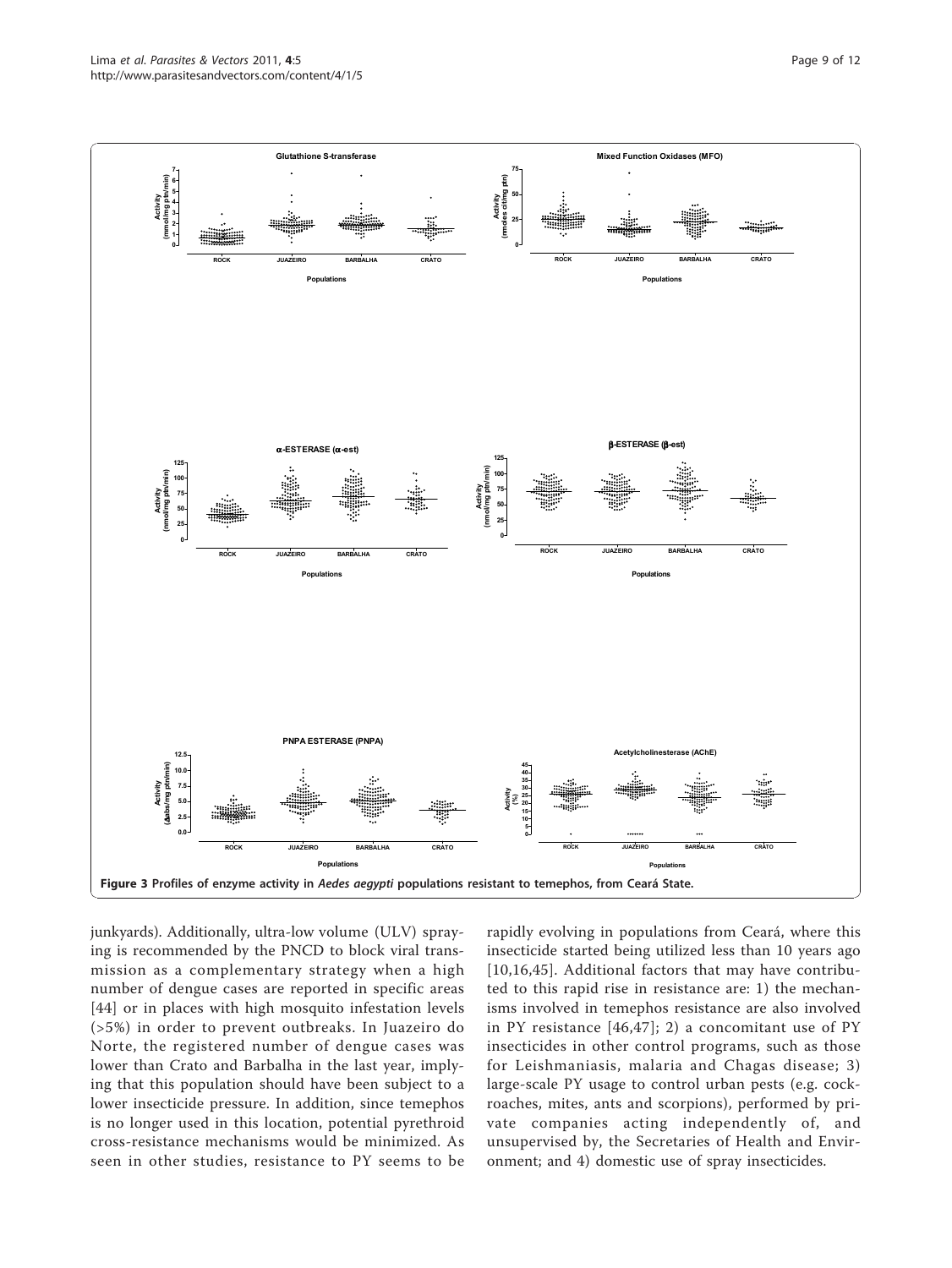Figure 3 Profiles of enzyme activity in *Aedes aegypti* populations resistant to temephos, from Ceará State.

junkyards). Additionally, ultra-low volume (ULV) spraying is recommended by the PNCD to block viral transmission as a complementary strategy when a high number of dengue cases are reported in specific areas [44] or in places with high mosquito infestation levels (>5%) in order to prevent outbreaks. In Juazeiro do Norte, the registered number of dengue cases was lower than Crato and Barbalha in the last year, implying that this population should have been subject to a lower insecticide pressure. In addition, since temephos is no longer used in this location, potential pyrethroid cross-resistance mechanisms would be minimized. As seen in other studies, resistance to PY seems to be rapidly evolving in populations from Ceará, where this insecticide started being utilized less than 10 years ago [10,16,45]. Additional factors that may have contributed to this rapid rise in resistance are: 1) the mechanisms involved in temephos resistance are also involved in PY resistance [46,47]; 2) a concomitant use of PY insecticides in other control programs, such as those for Leishmaniasis, malaria and Chagas disease; 3) large-scale PY usage to control urban pests (e.g. cockroaches, mites, ants and scorpions), performed by private companies acting independently of, and unsupervised by, the Secretaries of Health and Environment; and 4) domestic use of spray insecticides.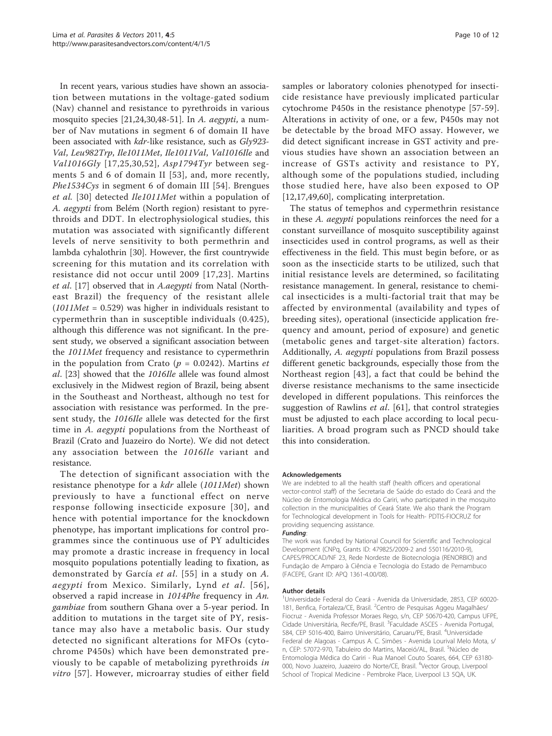In recent years, various studies have shown an association between mutations in the voltage-gated sodium (Nav) channel and resistance to pyrethroids in various mosquito species [21,24,30,48-51]. In *A. aegypti*, a number of Nav mutations in segment 6 of domain II have been associated with *kdr*-like resistance, such as *Gly923-Val*, *Leu982Trp*, *Ile1011Met*, *Ile1011Val*, *Val1016Ile* and *Val1016Gly* [17,25,30,52], *Asp1794Tyr* between segments 5 and 6 of domain II [53], and, more recently, *Phe1534Cys* in segment 6 of domain III [54]. Brengues *et al.* [30] detected *Ile1011Met* within a population of *A. aegypti* from Belém (North region) resistant to pyrethroids and DDT. In electrophysiological studies, this mutation was associated with significantly different levels of nerve sensitivity to both permethrin and lambda cyhalothrin [30]. However, the first countrywide screening for this mutation and its correlation with resistance did not occur until 2009 [17,23]. Martins *et al.* [17] observed that in *A.aegypti* from Natal (Northeast Brazil) the frequency of the resistant allele (*1011Met* = 0.529) was higher in individuals resistant to cypermethrin than in susceptible individuals (0.425), although this difference was not significant. In the present study, we observed a significant association between the *1011Met* frequency and resistance to cypermethrin in the population from Crato ($p = 0.0242$). Martins *et al.* [23] showed that the *1016Ile* allele was found almost exclusively in the Midwest region of Brazil, being absent in the Southeast and Northeast, although no test for association with resistance was performed. In the present study, the *1016Ile* allele was detected for the first time in *A. aegypti* populations from the Northeast of Brazil (Crato and Juazeiro do Norte). We did not detect any association between the *1016Ile* variant and resistance.

The detection of significant association with the resistance phenotype for a *kdr* allele (*1011Met*) shown previously to have a functional effect on nerve response following insecticide exposure [30], and hence with potential importance for the knockdown phenotype, has important implications for control programmes since the continuous use of PY adulticides may promote a drastic increase in frequency in local mosquito populations potentially leading to fixation, as demonstrated by García *et al.* [55] in a study on *A. aegypti* from Mexico. Similarly, Lynd *et al.* [56], observed a rapid increase in *1014Phe* frequency in *An. gambiae* from southern Ghana over a 5-year period. In addition to mutations in the target site of PY, resistance may also have a metabolic basis. Our study detected no significant alterations for MFOs (cytochrome P450s) which have been demonstrated previously to be capable of metabolizing pyrethroids *in vitro* [57]. However, microarray studies of either field samples or laboratory colonies phenotyped for insecticide resistance have previously implicated particular cytochrome P450s in the resistance phenotype [57-59]. Alterations in activity of one, or a few, P450s may not be detectable by the broad MFO assay. However, we did detect significant increase in GST activity and previous studies have shown an association between an increase of GSTs activity and resistance to PY, although some of the populations studied, including those studied here, have also been exposed to OP [12,17,49,60], complicating interpretation.

The status of temephos and cypermethrin resistance in these *A. aegypti* populations reinforces the need for a constant surveillance of mosquito susceptibility against insecticides used in control programs, as well as their effectiveness in the field. This must begin before, or as soon as the insecticide starts to be utilized, such that initial resistance levels are determined, so facilitating resistance management. In general, resistance to chemical insecticides is a multi-factorial trait that may be affected by environmental (availability and types of breeding sites), operational (insecticide application frequency and amount, period of exposure) and genetic (metabolic genes and target-site alteration) factors. Additionally, *A. aegypti* populations from Brazil possess different genetic backgrounds, especially those from the Northeast region [43], a fact that could be behind the diverse resistance mechanisms to the same insecticide developed in different populations. This reinforces the suggestion of Rawlins *et al.* [61], that control strategies must be adjusted to each place according to local peculiarities. A broad program such as PNCD should take this into consideration.

#### Acknowledgements

We are indebted to all the health staff (health officers and operational vector-control staff) of the Secretaria de Saúde do estado do Ceará and the Núcleo de Entomologia Médica do Cariri, who participated in the mosquito collection in the municipalities of Ceará State. We also thank the Program for Technological development in Tools for Health- PDTIS-FIOCRUZ for providing sequencing assistance.

***Funding***:

The work was funded by National Council for Scientific and Technological Development (CNPq, Grants ID: 479825/2009-2 and 550116/2010-9), CAPES/PROCAD/NF 23, Rede Nordeste de Biotecnologia (RENORBIO) and Fundação de Amparo à Ciência e Tecnologia do Estado de Pernambuco (FACEPE, Grant ID: APQ 1361-4.00/08).

#### Author details

[1]Universidade Federal do Ceará - Avenida da Universidade, 2853, CEP 60020-181, Benfica, Fortaleza/CE, Brasil. [2]Centro de Pesquisas Aggeu Magalhães/Fiocruz - Avenida Professor Moraes Rego, s/n, CEP 50670-420, Campus UFPE, Cidade Universitária, Recife/PE, Brasil. [3]Faculdade ASCES - Avenida Portugal, 584, CEP 5016-400, Bairro Universitário, Caruaru/PE, Brasil. [4]Universidade Federal de Alagoas - Campus A. C. Simões - Avenida Lourival Melo Mota, s/n, CEP: 57072-970, Tabuleiro do Martins, Maceió/AL, Brasil. [5]Núcleo de Entomologia Médica do Cariri - Rua Manoel Couto Soares, 664, CEP 63180-000, Novo Juazeiro, Juazeiro do Norte/CE, Brasil. [6]Vector Group, Liverpool School of Tropical Medicine - Pembroke Place, Liverpool L3 5QA, UK.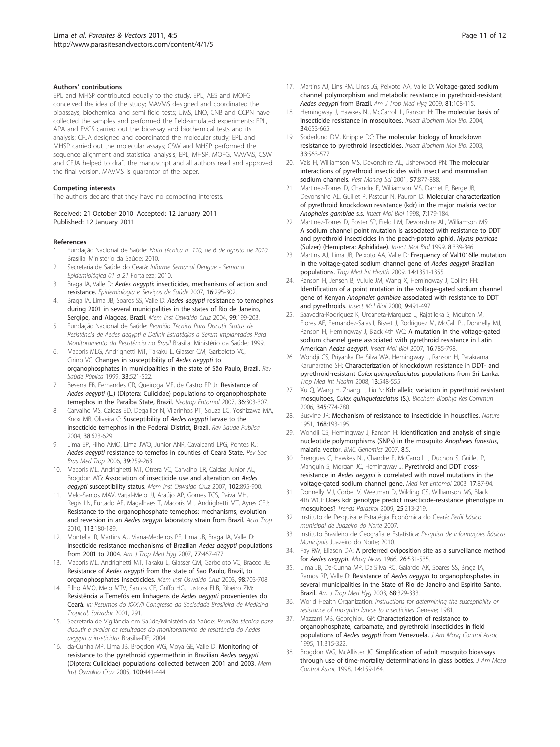#### Authors' contributions

EPL and MHSP contributed equally to the study. EPL, AES and MOFG conceived the idea of the study; MAVMS designed and coordinated the bioassays, biochemical and semi field tests; UMS, LNO, CNB and CCPN have collected the samples and performed the field-simulated experiments; EPL, APA and EVGS carried out the bioassay and biochemical tests and its analysis; CFJA designed and coordinated the molecular study; EPL and MHSP carried out the molecular assays; CSW and MHSP performed the sequence alignment and statistical analysis; EPL, MHSP, MOFG, MAVMS, CSW and CFJA helped to draft the manuscript and all authors read and approved the final version. MAVMS is guarantor of the paper.

#### Competing interests

The authors declare that they have no competing interests.

Received: 21 October 2010 Accepted: 12 January 2011
Published: 12 January 2011

#### References

1. Fundação Nacional de Saúde: *Nota técnica n° 110, de 6 de agosto de 2010* Brasília: Ministério da Saúde; 2010.
2. Secretaria de Saúde do Ceará: *Informe Semanal Dengue - Semana Epidemiológica 01 a 21* Fortaleza; 2010.
3. Braga IA, Valle D: *Aedes aegypti*: insecticides, mechanisms of action and resistance. *Epidemiologia e Serviços de Saúde* 2007, **16**:295-302.
4. Braga IA, Lima JB, Soares SS, Valle D: *Aedes aegypti* resistance to temephos during 2001 in several municipalities in the states of Rio de Janeiro, Sergipe, and Alagoas, Brazil. *Mem Inst Oswaldo Cruz* 2004, **99**:199-203.
5. Fundação Nacional de Saúde: *Reunião Técnica Para Discutir Status de Resistência de Aedes aegypti e Definir Estratégias a Serem Implantadas Para Monitoramento da Resistência no Brasil* Brasília: Ministério da Saúde; 1999.
6. Macoris MLG, Andrighetti MT, Takaku L, Glasser CM, Garbeloto VC, Cirino VC: Changes in susceptibility of *Aedes aegypti* to organophosphates in municipalities in the state of São Paulo, Brazil. *Rev Saúde Pública* 1999, **33**:521-522.
7. Beserra EB, Fernandes CR, Queiroga MF, de Castro FP Jr: Resistance of *Aedes aegypti* (L.) (Diptera: Culicidae) populations to organophosphate temephos in the Paraíba State, Brazil. *Neotrop Entomol* 2007, **36**:303-307.
8. Carvalho MS, Caldas ED, Degallier N, Vilarinhos PT, Souza LC, Yoshizawa MA, Knox MB, Oliveira C: Susceptibility of *Aedes aegypti* larvae to the insecticide temephos in the Federal District, Brazil. *Rev Saude Publica* 2004, **38**:623-629.
9. Lima EP, Filho AMO, Lima JWO, Junior ANR, Cavalcanti LPG, Pontes RJ: *Aedes aegypti* resistance to temefos in counties of Ceará State. *Rev Soc Bras Med Trop* 2006, **39**:259-263.
10. Macoris ML, Andrighetti MT, Otrera VC, Carvalho LR, Caldas Junior AL, Brogdon WG: Association of insecticide use and alteration on *Aedes aegypti* susceptibility status. *Mem Inst Oswaldo Cruz* 2007, **102**:895-900.
11. Melo-Santos MAV, Varjal-Melo JJ, Araújo AP, Gomes TCS, Paiva MH, Regis LN, Furtado AF, Magalhaes T, Macoris ML, Andrighetti MT, Ayres CFJ: Resistance to the organophosphate temephos: mechanisms, evolution and reversion in an *Aedes aegypti* laboratory strain from Brazil. *Acta Trop* 2010, **113**:180-189.
12. Montella IR, Martins AJ, Viana-Medeiros PF, Lima JB, Braga IA, Valle D: Insecticide resistance mechanisms of Brazilian *Aedes aegypti* populations from 2001 to 2004. *Am J Trop Med Hyg* 2007, **77**:467-477.
13. Macoris ML, Andrighetti MT, Takaku L, Glasser CM, Garbeloto VC, Bracco JE: Resistance of *Aedes aegypti* from the state of Sao Paulo, Brazil, to organophosphates insecticides. *Mem Inst Oswaldo Cruz* 2003, **98**:703-708.
14. Filho AMO, Melo MTV, Santos CE, Griffo HG, Lustosa ELB, Ribeiro ZM: Resistência a Temefós em linhagens de *Aedes aegypti* provenientes do Ceará. *In: Resumos do XXXVII Congresso da Sociedade Brasileira de Medicina Tropical, Salvador* 2001, 291.
15. Secretaria de Vigilância em Saúde/Ministério da Saúde: *Reunião técnica para discutir e avaliar os resultados do monitoramento de resistência do Aedes aegypti a inseticidas* Brasília-DF; 2004.
16. da-Cunha MP, Lima JB, Brogdon WG, Moya GE, Valle D: Monitoring of resistance to the pyrethroid cypermethrin in Brazilian *Aedes aegypti* (Diptera: Culicidae) populations collected between 2001 and 2003. *Mem Inst Oswaldo Cruz* 2005, **100**:441-444.
17. Martins AJ, Lins RM, Linss JG, Peixoto AA, Valle D: Voltage-gated sodium channel polymorphism and metabolic resistance in pyrethroid-resistant *Aedes aegypti* from Brazil. *Am J Trop Med Hyg* 2009, **81**:108-115.
18. Hemingway J, Hawkes NJ, McCarroll L, Ranson H: The molecular basis of insecticide resistance in mosquitoes. *Insect Biochem Mol Biol* 2004, **34**:653-665.
19. Soderlund DM, Knipple DC: The molecular biology of knockdown resistance to pyrethroid insecticides. *Insect Biochem Mol Biol* 2003, **33**:563-577.
20. Vais H, Williamson MS, Devonshire AL, Usherwood PN: The molecular interactions of pyrethroid insecticides with insect and mammalian sodium channels. *Pest Manag Sci* 2001, **57**:877-888.
21. Martinez-Torres D, Chandre F, Williamson MS, Darriet F, Berge JB, Devonshire AL, Guillet P, Pasteur N, Pauron D: Molecular characterization of pyrethroid knockdown resistance (kdr) in the major malaria vector *Anopheles gambiae* s.s. *Insect Mol Biol* 1998, **7**:179-184.
22. Martinez-Torres D, Foster SP, Field LM, Devonshire AL, Williamson MS: A sodium channel point mutation is associated with resistance to DDT and pyrethroid insecticides in the peach-potato aphid, *Myzus persicae* (Sulzer) (Hemiptera: Aphididae). *Insect Mol Biol* 1999, **8**:339-346.
23. Martins AJ, Lima JB, Peixoto AA, Valle D: Frequency of Val1016Ile mutation in the voltage-gated sodium channel gene of *Aedes aegypti* Brazilian populations. *Trop Med Int Health* 2009, **14**:1351-1355.
24. Ranson H, Jensen B, Vulule JM, Wang X, Hemingway J, Collins FH: Identification of a point mutation in the voltage-gated sodium channel gene of Kenyan *Anopheles gambiae* associated with resistance to DDT and pyrethroids. *Insect Mol Biol* 2000, **9**:491-497.
25. Saavedra-Rodriguez K, Urdaneta-Marquez L, Rajatileka S, Moulton M, Flores AE, Fernandez-Salas I, Bisset J, Rodriguez M, McCall PJ, Donnelly MJ, Ranson H, Hemingway J, Black 4th WC: A mutation in the voltage-gated sodium channel gene associated with pyrethroid resistance in Latin American *Aedes aegypti*. *Insect Mol Biol* 2007, **16**:785-798.
26. Wondji CS, Priyanka De Silva WA, Hemingway J, Ranson H, Parakrama Karunaratne SH: Characterization of knockdown resistance in DDT- and pyrethroid-resistant *Culex quinquefasciatus* populations from Sri Lanka. *Trop Med Int Health* 2008, **13**:548-555.
27. Xu Q, Wang H, Zhang L, Liu N: Kdr allelic variation in pyrethroid resistant mosquitoes, *Culex quinquefasciatus* (S.). *Biochem Biophys Res Commun* 2006, **345**:774-780.
28. Busvine JR: Mechanism of resistance to insecticide in houseflies. *Nature* 1951, **168**:193-195.
29. Wondji CS, Hemingway J, Ranson H: Identification and analysis of single nucleotide polymorphisms (SNPs) in the mosquito *Anopheles funestus*, malaria vector. *BMC Genomics* 2007, **8**:5.
30. Brengues C, Hawkes NJ, Chandre F, McCarroll L, Duchon S, Guillet P, Manguin S, Morgan JC, Hemingway J: Pyrethroid and DDT cross-resistance in *Aedes aegypti* is correlated with novel mutations in the voltage-gated sodium channel gene. *Med Vet Entomol* 2003, **17**:87-94.
31. Donnelly MJ, Corbel V, Weetman D, Wilding CS, Williamson MS, Black 4th WCt: Does kdr genotype predict insecticide-resistance phenotype in mosquitoes? *Trends Parasitol* 2009, **25**:213-219.
32. Instituto de Pesquisa e Estratégia Econômica do Ceará: *Perfil básico municipal de Juazeiro do Norte* 2007.
33. Instituto Brasileiro de Geografia e Estatística: *Pesquisa de Informações Básicas Municipais* Juazeiro do Norte; 2010.
34. Fay RW, Eliason DA: A preferred oviposition site as a surveillance method for *Aedes aegypti*. *Mosq News* 1966, **26**:531-535.
35. Lima JB, Da-Cunha MP, Da Silva RC, Galardo AK, Soares SS, Braga IA, Ramos RP, Valle D: Resistance of *Aedes aegypti* to organophosphates in several municipalities in the State of Rio de Janeiro and Espirito Santo, Brazil. *Am J Trop Med Hyg* 2003, **68**:329-333.
36. World Health Organization: *Instructions for determining the susceptibility or resistance of mosquito larvae to insecticides* Geneve; 1981.
37. Mazzarri MB, Georghiou GP: Characterization of resistance to organophosphate, carbamate, and pyrethroid insecticides in field populations of *Aedes aegypti* from Venezuela. *J Am Mosq Control Assoc* 1995, **11**:315-322.
38. Brogdon WG, McAllister JC: Simplification of adult mosquito bioassays through use of time-mortality determinations in glass bottles. *J Am Mosq Control Assoc* 1998, **14**:159-164.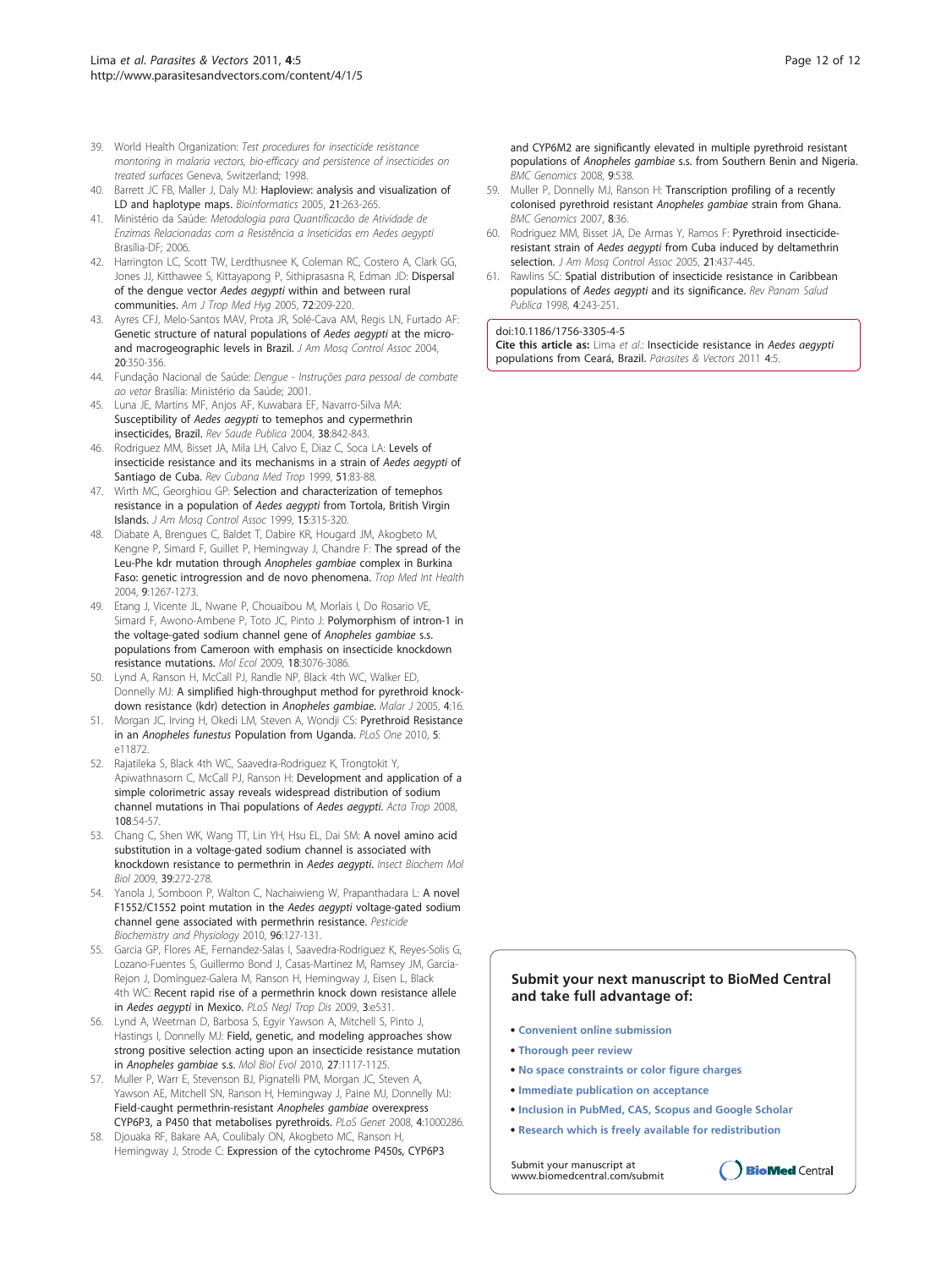39. World Health Organization: *Test procedures for insecticide resistance montoring in malaria vectors, bio-efficacy and persistence of insecticides on treated surfaces* Geneva, Switzerland; 1998.
40. Barrett JC FB, Maller J, Daly MJ: **Haploview: analysis and visualization of LD and haplotype maps.** *Bioinformatics* 2005, **21**:263-265.
41. Ministério da Saúde: *Metodologia para Quantificacão de Atividade de Enzimas Relacionadas com a Resistência a Inseticidas em Aedes aegypti* Brasília-DF; 2006.
42. Harrington LC, Scott TW, Lerdthusnee K, Coleman RC, Costero A, Clark GG, Jones JJ, Kitthawee S, Kittayapong P, Sithiprasasna R, Edman JD: **Dispersal of the dengue vector *Aedes aegypti* within and between rural communities.** *Am J Trop Med Hyg* 2005, **72**:209-220.
43. Ayres CFJ, Melo-Santos MAV, Prota JR, Solé-Cava AM, Regis LN, Furtado AF: **Genetic structure of natural populations of *Aedes aegypti* at the micro- and macrogeographic levels in Brazil.** *J Am Mosq Control Assoc* 2004, **20**:350-356.
44. Fundação Nacional de Saúde: *Dengue - Instruções para pessoal de combate ao vetor* Brasília: Ministério da Saúde; 2001.
45. Luna JE, Martins MF, Anjos AF, Kuwabara EF, Navarro-Silva MA: **Susceptibility of *Aedes aegypti* to temephos and cypermethrin insecticides, Brazil.** *Rev Saude Publica* 2004, **38**:842-843.
46. Rodriguez MM, Bisset JA, Mila LH, Calvo E, Diaz C, Soca LA: **Levels of insecticide resistance and its mechanisms in a strain of *Aedes aegypti* of Santiago de Cuba.** *Rev Cubana Med Trop* 1999, **51**:83-88.
47. Wirth MC, Georghiou GP: **Selection and characterization of temephos resistance in a population of *Aedes aegypti* from Tortola, British Virgin Islands.** *J Am Mosq Control Assoc* 1999, **15**:315-320.
48. Diabate A, Brengues C, Baldet T, Dabire KR, Hougard JM, Akogbeto M, Kengne P, Simard F, Guillet P, Hemingway J, Chandre F: **The spread of the Leu-Phe kdr mutation through *Anopheles gambiae* complex in Burkina Faso: genetic introgression and de novo phenomena.** *Trop Med Int Health* 2004, **9**:1267-1273.
49. Etang J, Vicente JL, Nwane P, Chouaibou M, Morlais I, Do Rosario VE, Simard F, Awono-Ambene P, Toto JC, Pinto J: **Polymorphism of intron-1 in the voltage-gated sodium channel gene of *Anopheles gambiae* s.s. populations from Cameroon with emphasis on insecticide knockdown resistance mutations.** *Mol Ecol* 2009, **18**:3076-3086.
50. Lynd A, Ranson H, McCall PJ, Randle NP, Black 4th WC, Walker ED, Donnelly MJ: **A simplified high-throughput method for pyrethroid knock-down resistance (kdr) detection in *Anopheles gambiae*.** *Malar J* 2005, **4**:16.
51. Morgan JC, Irving H, Okedi LM, Steven A, Wondji CS: **Pyrethroid Resistance in an *Anopheles funestus* Population from Uganda.** *PLoS One* 2010, **5**:e11872.
52. Rajatileka S, Black 4th WC, Saavedra-Rodriguez K, Trongtokit Y, Apiwathnasorn C, McCall PJ, Ranson H: **Development and application of a simple colorimetric assay reveals widespread distribution of sodium channel mutations in Thai populations of *Aedes aegypti*.** *Acta Trop* 2008, **108**:54-57.
53. Chang C, Shen WK, Wang TT, Lin YH, Hsu EL, Dai SM: **A novel amino acid substitution in a voltage-gated sodium channel is associated with knockdown resistance to permethrin in *Aedes aegypti*.** *Insect Biochem Mol Biol* 2009, **39**:272-278.
54. Yanola J, Somboon P, Walton C, Nachaiwieng W, Prapanthadara L: **A novel F1552/C1552 point mutation in the *Aedes aegypti* voltage-gated sodium channel gene associated with permethrin resistance.** *Pesticide Biochemistry and Physiology* 2010, **96**:127-131.
55. Garcia GP, Flores AE, Fernandez-Salas I, Saavedra-Rodriguez K, Reyes-Solis G, Lozano-Fuentes S, Guillermo Bond J, Casas-Martinez M, Ramsey JM, Garcia-Rejon J, Domínguez-Galera M, Ranson H, Hemingway J, Eisen L, Black 4th WC: **Recent rapid rise of a permethrin knock down resistance allele in *Aedes aegypti* in Mexico.** *PLoS Negl Trop Dis* 2009, **3**:e531.
56. Lynd A, Weetman D, Barbosa S, Egyir Yawson A, Mitchell S, Pinto J, Hastings I, Donnelly MJ: **Field, genetic, and modeling approaches show strong positive selection acting upon an insecticide resistance mutation in *Anopheles gambiae* s.s.** *Mol Biol Evol* 2010, **27**:1117-1125.
57. Muller P, Warr E, Stevenson BJ, Pignatelli PM, Morgan JC, Steven A, Yawson AE, Mitchell SN, Ranson H, Hemingway J, Paine MJ, Donnelly MJ: **Field-caught permethrin-resistant *Anopheles gambiae* overexpress CYP6P3, a P450 that metabolises pyrethroids.** *PLoS Genet* 2008, **4**:1000286.
58. Djouaka RF, Bakare AA, Coulibaly ON, Akogbeto MC, Ranson H, Hemingway J, Strode C: **Expression of the cytochrome P450s, CYP6P3 and CYP6M2 are significantly elevated in multiple pyrethroid resistant populations of *Anopheles gambiae* s.s. from Southern Benin and Nigeria.** *BMC Genomics* 2008, **9**:538.
59. Muller P, Donnelly MJ, Ranson H: **Transcription profiling of a recently colonised pyrethroid resistant *Anopheles gambiae* strain from Ghana.** *BMC Genomics* 2007, **8**:36.
60. Rodriguez MM, Bisset JA, De Armas Y, Ramos F: **Pyrethroid insecticide-resistant strain of *Aedes aegypti* from Cuba induced by deltamethrin selection.** *J Am Mosq Control Assoc* 2005, **21**:437-445.
61. Rawlins SC: **Spatial distribution of insecticide resistance in Caribbean populations of *Aedes aegypti* and its significance.** *Rev Panam Salud Publica* 1998, **4**:243-251.

doi:10.1186/1756-3305-4-5

**Cite this article as:** Lima *et al.*: Insecticide resistance in *Aedes aegypti* populations from Ceará, Brazil. *Parasites & Vectors* 2011 **4**:5.

**Submit your next manuscript to BioMed Central and take full advantage of:**

- Convenient online submission
- Thorough peer review
- No space constraints or color figure charges
- Immediate publication on acceptance
- Inclusion in PubMed, CAS, Scopus and Google Scholar
- Research which is freely available for redistribution

Submit your manuscript at www.biomedcentral.com/submit

BioMed Central